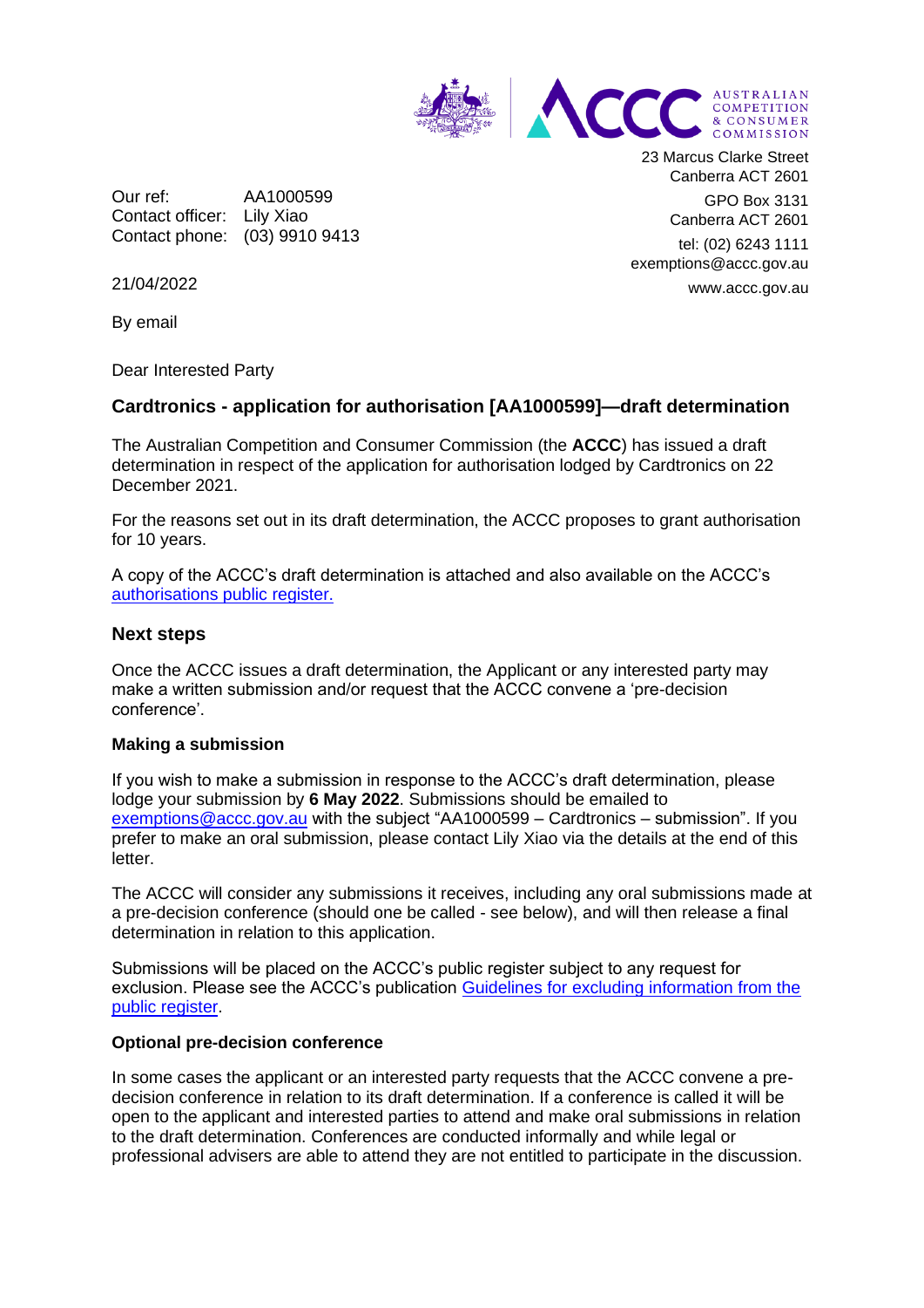23 Marcus Clarke Street
Canberra ACT 2601

GPO Box 3131
Canberra ACT 2601

tel: (02) 6243 1111
exemptions@accc.gov.au

www.accc.gov.au

Our ref: AA1000599
Contact officer: Lily Xiao
Contact phone: (03) 9910 9413

21/04/2022

By email

Dear Interested Party

### Cardtronics - application for authorisation [AA1000599]—draft determination

The Australian Competition and Consumer Commission (the **ACCC**) has issued a draft determination in respect of the application for authorisation lodged by Cardtronics on 22 December 2021.

For the reasons set out in its draft determination, the ACCC proposes to grant authorisation for 10 years.

A copy of the ACCC's draft determination is attached and also available on the ACCC's [authorisations public register.]()

## Next steps

Once the ACCC issues a draft determination, the Applicant or any interested party may make a written submission and/or request that the ACCC convene a 'pre-decision conference'.

**Making a submission**

If you wish to make a submission in response to the ACCC's draft determination, please lodge your submission by **6 May 2022**. Submissions should be emailed to exemptions@accc.gov.au with the subject "AA1000599 – Cardtronics – submission". If you prefer to make an oral submission, please contact Lily Xiao via the details at the end of this letter.

The ACCC will consider any submissions it receives, including any oral submissions made at a pre-decision conference (should one be called - see below), and will then release a final determination in relation to this application.

Submissions will be placed on the ACCC's public register subject to any request for exclusion. Please see the ACCC's publication [Guidelines for excluding information from the public register]().

**Optional pre-decision conference**

In some cases the applicant or an interested party requests that the ACCC convene a pre-decision conference in relation to its draft determination. If a conference is called it will be open to the applicant and interested parties to attend and make oral submissions in relation to the draft determination. Conferences are conducted informally and while legal or professional advisers are able to attend they are not entitled to participate in the discussion.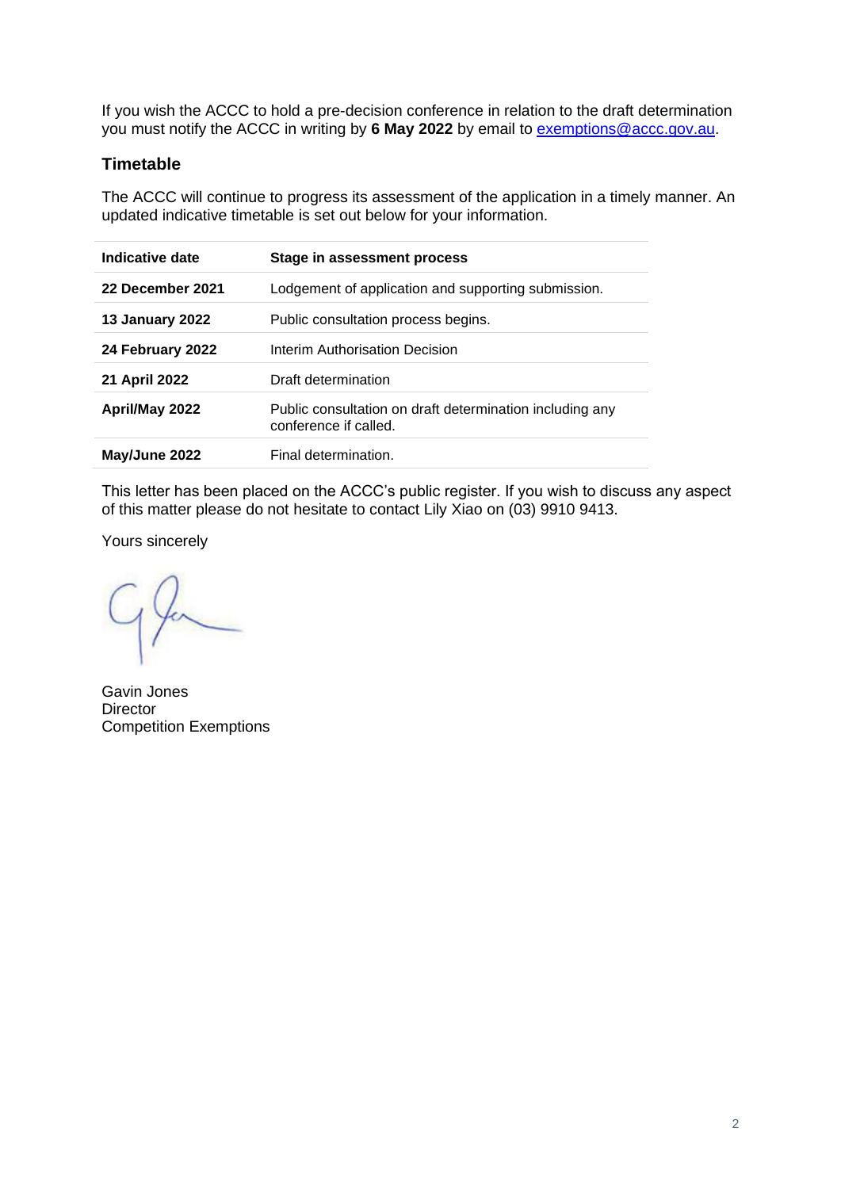If you wish the ACCC to hold a pre-decision conference in relation to the draft determination you must notify the ACCC in writing by **6 May 2022** by email to exemptions@accc.gov.au.

## Timetable

The ACCC will continue to progress its assessment of the application in a timely manner. An updated indicative timetable is set out below for your information.

| Indicative date | Stage in assessment process |
|---|---|
| **22 December 2021** | Lodgement of application and supporting submission. |
| **13 January 2022** | Public consultation process begins. |
| **24 February 2022** | Interim Authorisation Decision |
| **21 April 2022** | Draft determination |
| **April/May 2022** | Public consultation on draft determination including any conference if called. |
| **May/June 2022** | Final determination. |

This letter has been placed on the ACCC's public register. If you wish to discuss any aspect of this matter please do not hesitate to contact Lily Xiao on (03) 9910 9413.

Yours sincerely

Gavin Jones
Director
Competition Exemptions